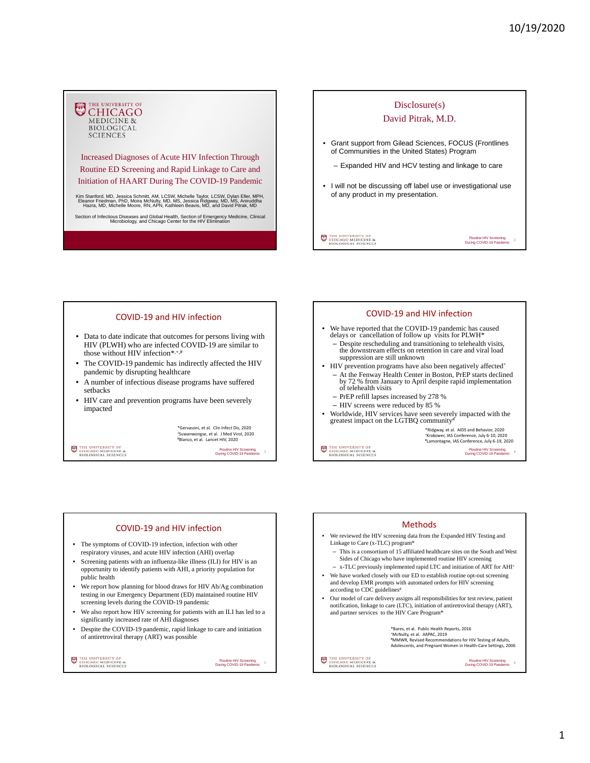## THE UNIVERSITY OF CHICAGO MEDICINE & BIOLOGICAL SCIENCES

# Increased Diagnoses of Acute HIV Infection Through Routine ED Screening and Rapid Linkage to Care and Initiation of HAART During The COVID-19 Pandemic

Kim Stanford, MD, Jessica Schmitt, AM, LCSW, Michelle Taylor, LCSW, Dylan Eller, MPH, Eleanor Friedman, PhD, Moira McNulty, MD, MS, Jessica Ridgway, MD, MS, Aniruddha Hazra, MD, Michelle Moore, RN, APN, Kathleen Beavis, MD, and David Pitrak, MD

Section of Infectious Diseases and Global Health, Section of Emergency Medicine, Clinical Microbiology, and Chicago Center for the HIV Elimination

---

## Disclosure(s)
## David Pitrak, M.D.

- Grant support from Gilead Sciences, FOCUS (Frontlines of Communities in the United States) Program
  - Expanded HIV and HCV testing and linkage to care
- I will not be discussing off label use or investigational use of any product in my presentation.

---

## COVID-19 and HIV infection

- Data to date indicate that outcomes for persons living with HIV (PLWH) who are infected COVID-19 are similar to those without HIV infection*,+,#
- The COVID-19 pandemic has indirectly affected the HIV pandemic by disrupting healthcare
- A number of infectious disease programs have suffered setbacks
- HIV care and prevention programs have been severely impacted

*Gervasoni, et al. Clin Infect Dis, 2020
+Suwanwongse, et al. J Med Virol, 2020
#Blanco, et al. Lancet HIV, 2020

---

## COVID-19 and HIV infection

- We have reported that the COVID-19 pandemic has caused delays or cancellation of follow up visits for PLWH*
  - Despite rescheduling and transitioning to telehealth visits, the downstream effects on retention in care and viral load suppression are still unknown
- HIV prevention programs have also been negatively affected+
  - At the Fenway Health Center in Boston, PrEP starts declined by 72 % from January to April despite rapid implementation of telehealth visits
  - PrEP refill lapses increased by 278 %
  - HIV screens were reduced by 85 %
- Worldwide, HIV services have seen severely impacted with the greatest impact on the LGTBQ community#

*Ridgway, et al. AIDS and Behavior, 2020
+Krakower, IAS Conference, July 6-10, 2020
#Lamontagne, IAS Conference, July 6-19, 2020

---

## COVID-19 and HIV infection

- The symptoms of COVID-19 infection, infection with other respiratory viruses, and acute HIV infection (AHI) overlap
- Screening patients with an influenza-like illness (ILI) for HIV is an opportunity to identify patients with AHI, a priority population for public health
- We report how planning for blood draws for HIV Ab/Ag combination testing in our Emergency Department (ED) maintained routine HIV screening levels during the COVID-19 pandemic
- We also report how HIV screening for patients with an ILI has led to a significantly increased rate of AHI diagnoses
- Despite the COVID-19 pandemic, rapid linkage to care and initiation of antiretroviral therapy (ART) was possible

---

## Methods

- We reviewed the HIV screening data from the Expanded HIV Testing and Linkage to Care (x-TLC) program*
  - This is a consortium of 15 affiliated healthcare sites on the South and West Sides of Chicago who have implemented routine HIV screening
  - x-TLC previously implemented rapid LTC and initiation of ART for AHI+
- We have worked closely with our ED to establish routine opt-out screening and develop EMR prompts with automated orders for HIV screening according to CDC guidelines#
- Our model of care delivery assigns all responsibilities for test review, patient notification, linkage to care (LTC), initiation of antiretroviral therapy (ART), and partner services to the HIV Care Program*

*Bares, et al. Public Health Reports, 2016
+McNulty, et al. JIAPAC, 2019
#MMWR, Revised Recommendations for HIV Testing of Adults, Adolescents, and Pregnant Women in Health-Care Settings, 2006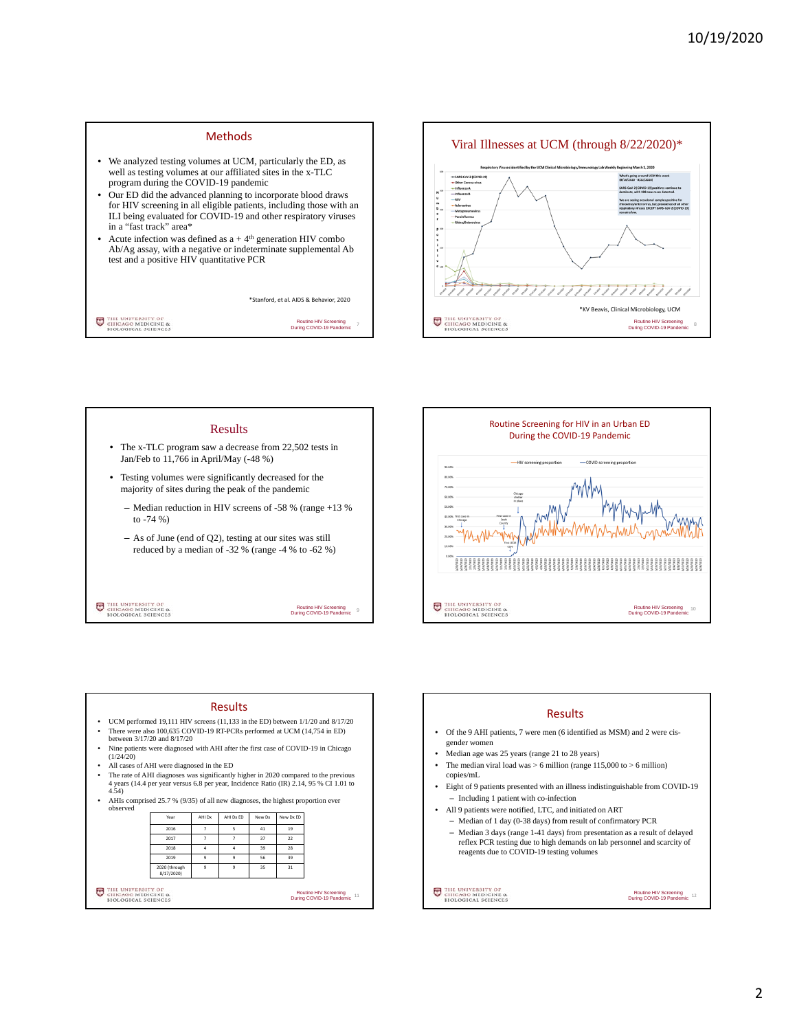## Methods

- We analyzed testing volumes at UCM, particularly the ED, as well as testing volumes at our affiliated sites in the x-TLC program during the COVID-19 pandemic
- Our ED did the advanced planning to incorporate blood draws for HIV screening in all eligible patients, including those with an ILI being evaluated for COVID-19 and other respiratory viruses in a "fast track" area*
- Acute infection was defined as a + 4th generation HIV combo Ab/Ag assay, with a negative or indeterminate supplemental Ab test and a positive HIV quantitative PCR

*Stanford, et al. AIDS & Behavior, 2020

## Viral Illnesses at UCM (through 8/22/2020)*

*KV Beavis, Clinical Microbiology, UCM

## Results

- The x-TLC program saw a decrease from 22,502 tests in Jan/Feb to 11,766 in April/May (-48 %)
- Testing volumes were significantly decreased for the majority of sites during the peak of the pandemic
  - Median reduction in HIV screens of -58 % (range +13 % to -74 %)
  - As of June (end of Q2), testing at our sites was still reduced by a median of -32 % (range -4 % to -62 %)

## Routine Screening for HIV in an Urban ED During the COVID-19 Pandemic

## Results

- UCM performed 19,111 HIV screens (11,133 in the ED) between 1/1/20 and 8/17/20
- There were also 100,635 COVID-19 RT-PCRs performed at UCM (14,754 in ED) between 3/17/20 and 8/17/20
- Nine patients were diagnosed with AHI after the first case of COVID-19 in Chicago (1/24/20)
- All cases of AHI were diagnosed in the ED
- The rate of AHI diagnoses was significantly higher in 2020 compared to the previous 4 years (14.4 per year versus 6.8 per year, Incidence Ratio (IR) 2.14, 95 % CI 1.01 to 4.54)
- AHIs comprised 25.7 % (9/35) of all new diagnoses, the highest proportion ever observed

| Year | AHI Dx | AHI Dx ED | New Dx | New Dx ED |
|---|---|---|---|---|
| 2016 | 7 | 5 | 41 | 19 |
| 2017 | 7 | 7 | 37 | 22 |
| 2018 | 4 | 4 | 39 | 28 |
| 2019 | 9 | 9 | 56 | 39 |
| 2020 (through 8/17/2020) | 9 | 9 | 35 | 31 |

## Results

- Of the 9 AHI patients, 7 were men (6 identified as MSM) and 2 were cis-gender women
- Median age was 25 years (range 21 to 28 years)
- The median viral load was > 6 million (range 115,000 to > 6 million) copies/mL
- Eight of 9 patients presented with an illness indistinguishable from COVID-19
  - Including 1 patient with co-infection
- All 9 patients were notified, LTC, and initiated on ART
  - Median of 1 day (0-38 days) from result of confirmatory PCR
  - Median 3 days (range 1-41 days) from presentation as a result of delayed reflex PCR testing due to high demands on lab personnel and scarcity of reagents due to COVID-19 testing volumes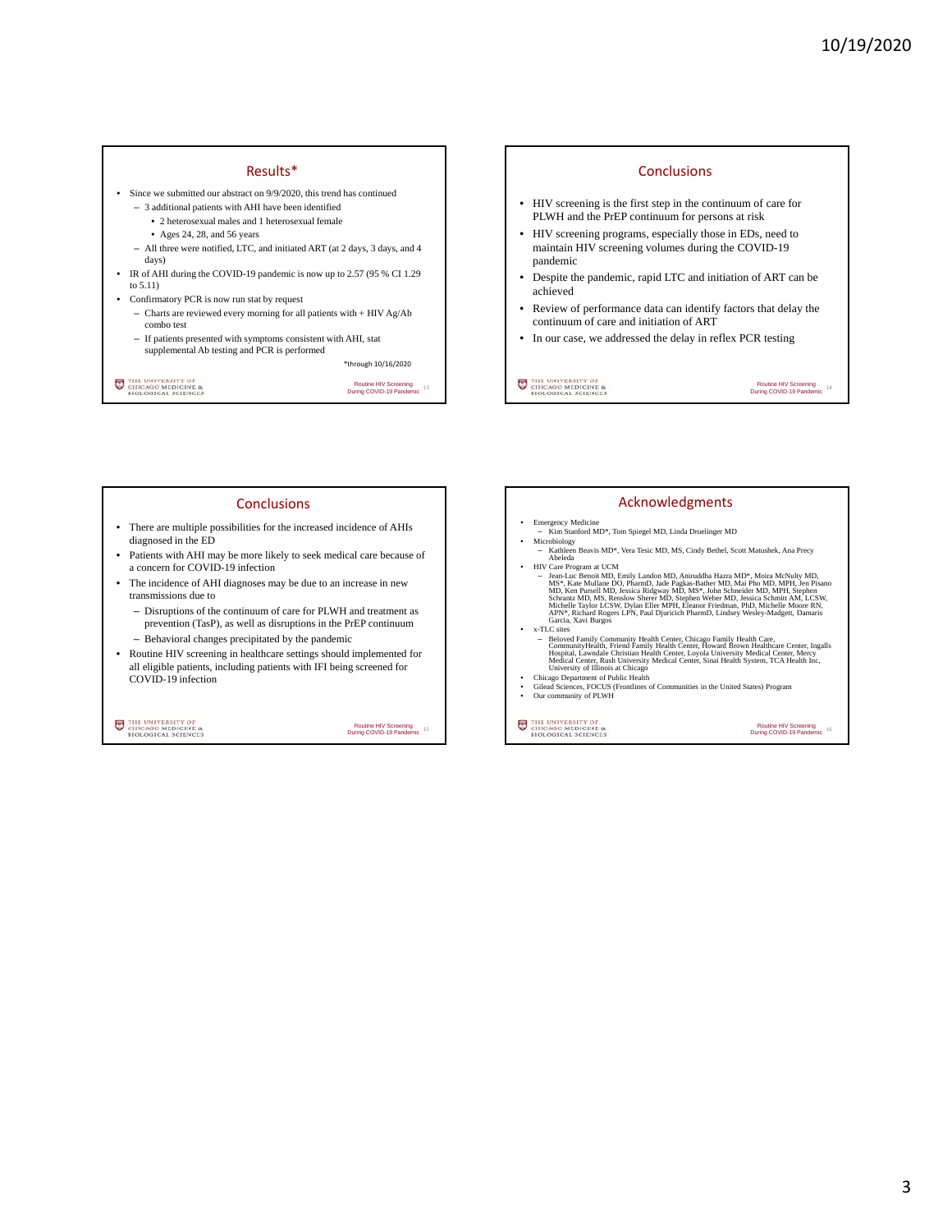## Results*

- Since we submitted our abstract on 9/9/2020, this trend has continued
  - 3 additional patients with AHI have been identified
    - 2 heterosexual males and 1 heterosexual female
    - Ages 24, 28, and 56 years
  - All three were notified, LTC, and initiated ART (at 2 days, 3 days, and 4 days)
- IR of AHI during the COVID-19 pandemic is now up to 2.57 (95 % CI 1.29 to 5.11)
- Confirmatory PCR is now run stat by request
  - Charts are reviewed every morning for all patients with + HIV Ag/Ab combo test
  - If patients presented with symptoms consistent with AHI, stat supplemental Ab testing and PCR is performed

*through 10/16/2020

## Conclusions

- HIV screening is the first step in the continuum of care for PLWH and the PrEP continuum for persons at risk
- HIV screening programs, especially those in EDs, need to maintain HIV screening volumes during the COVID-19 pandemic
- Despite the pandemic, rapid LTC and initiation of ART can be achieved
- Review of performance data can identify factors that delay the continuum of care and initiation of ART
- In our case, we addressed the delay in reflex PCR testing

## Conclusions

- There are multiple possibilities for the increased incidence of AHIs diagnosed in the ED
- Patients with AHI may be more likely to seek medical care because of a concern for COVID-19 infection
- The incidence of AHI diagnoses may be due to an increase in new transmissions due to
  - Disruptions of the continuum of care for PLWH and treatment as prevention (TasP), as well as disruptions in the PrEP continuum
  - Behavioral changes precipitated by the pandemic
- Routine HIV screening in healthcare settings should implemented for all eligible patients, including patients with IFI being screened for COVID-19 infection

## Acknowledgments

- Emergency Medicine
  - Kim Stanford MD*, Tom Spiegel MD, Linda Druelinger MD
- Microbiology
  - Kathleen Beavis MD*, Vera Tesic MD, MS, Cindy Bethel, Scott Matushek, Ana Precy Abeleda
- HIV Care Program at UCM
  - Jean-Luc Benoit MD, Emily Landon MD, Aniruddha Hazra MD*, Moira McNulty MD, MS*, Kate Mullane DO, PharmD, Jade Pagkas-Bather MD, Mai Pho MD, MPH, Jen Pisano MD, Ken Pursell MD, Jessica Ridgway MD, MS*, John Schneider MD, MPH, Stephen Schrantz MD, MS, Renslow Sherer MD, Stephen Weber MD, Jessica Schmitt AM, LCSW, Michelle Taylor LCSW, Dylan Eller MPH, Eleanor Friedman, PhD, Michelle Moore RN, APN*, Richard Rogers LPN, Paul Djuricich PharmD, Lindsey Wesley-Madgett, Damaris Garcia, Xavi Burgos
- x-TLC sites
  - Beloved Family Community Health Center, Chicago Family Health Care, CommunityHealth, Friend Family Health Center, Howard Brown Healthcare Center, Ingalls Hospital, Lawndale Christian Health Center, Loyola University Medical Center, Mercy Medical Center, Rush University Medical Center, Sinai Health System, TCA Health Inc, University of Illinois at Chicago
- Chicago Department of Public Health
- Gilead Sciences, FOCUS (Frontlines of Communities in the United States) Program
- Our community of PLWH